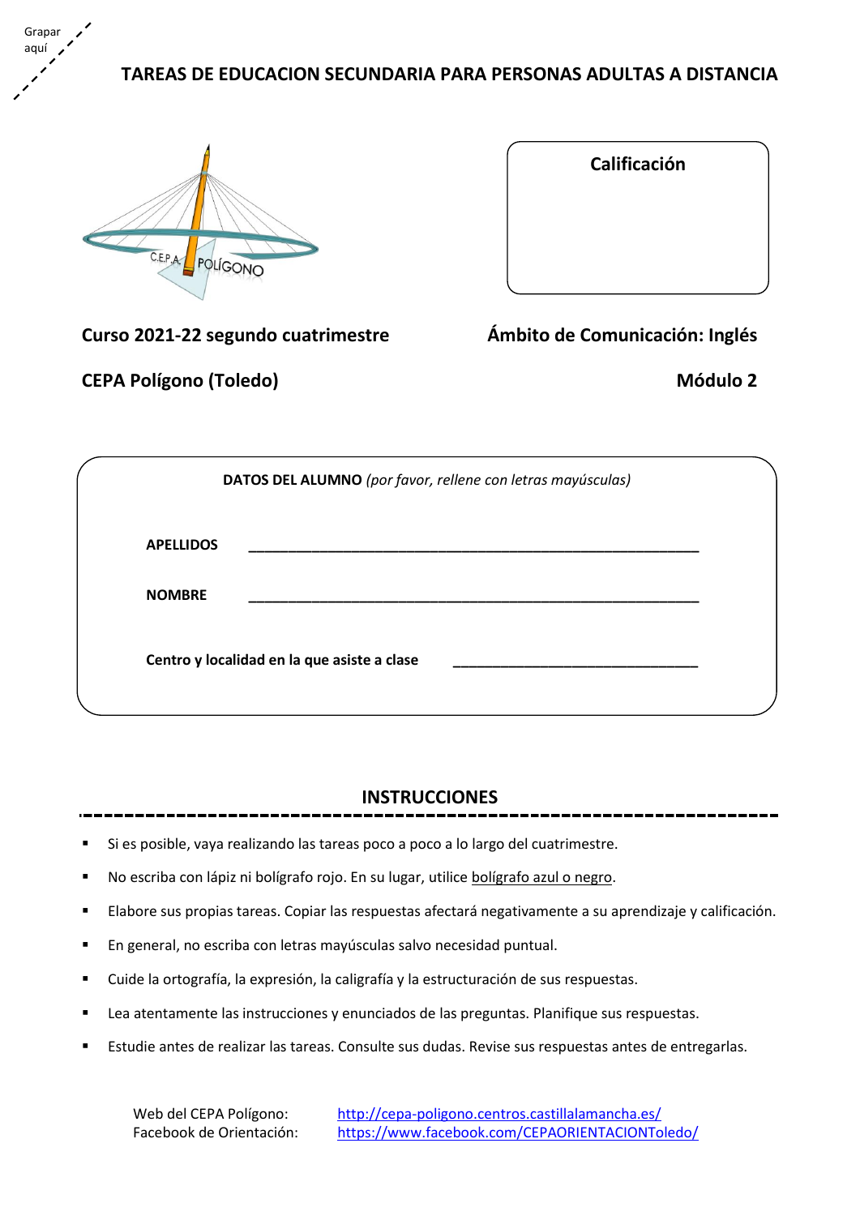Grapar aquí

# TAREAS DE EDUCACION SECUNDARIA PARA PERSONAS ADULTAS A DISTANCIA

C.E.P.A. POLÍGONO

**Calificación**

**Curso 2021-22 segundo cuatrimestre**

**Ámbito de Comunicación: Inglés**

**CEPA Polígono (Toledo)**

**Módulo 2**

**DATOS DEL ALUMNO** *(por favor, rellene con letras mayúsculas)*

**APELLIDOS** ________________________________________________

**NOMBRE** ________________________________________________

**Centro y localidad en la que asiste a clase** ____________________________

## INSTRUCCIONES

- Si es posible, vaya realizando las tareas poco a poco a lo largo del cuatrimestre.
- No escriba con lápiz ni bolígrafo rojo. En su lugar, utilice bolígrafo azul o negro.
- Elabore sus propias tareas. Copiar las respuestas afectará negativamente a su aprendizaje y calificación.
- En general, no escriba con letras mayúsculas salvo necesidad puntual.
- Cuide la ortografía, la expresión, la caligrafía y la estructuración de sus respuestas.
- Lea atentamente las instrucciones y enunciados de las preguntas. Planifique sus respuestas.
- Estudie antes de realizar las tareas. Consulte sus dudas. Revise sus respuestas antes de entregarlas.

Web del CEPA Polígono: http://cepa-poligono.centros.castillalamancha.es/
Facebook de Orientación: https://www.facebook.com/CEPAORIENTACIONToledo/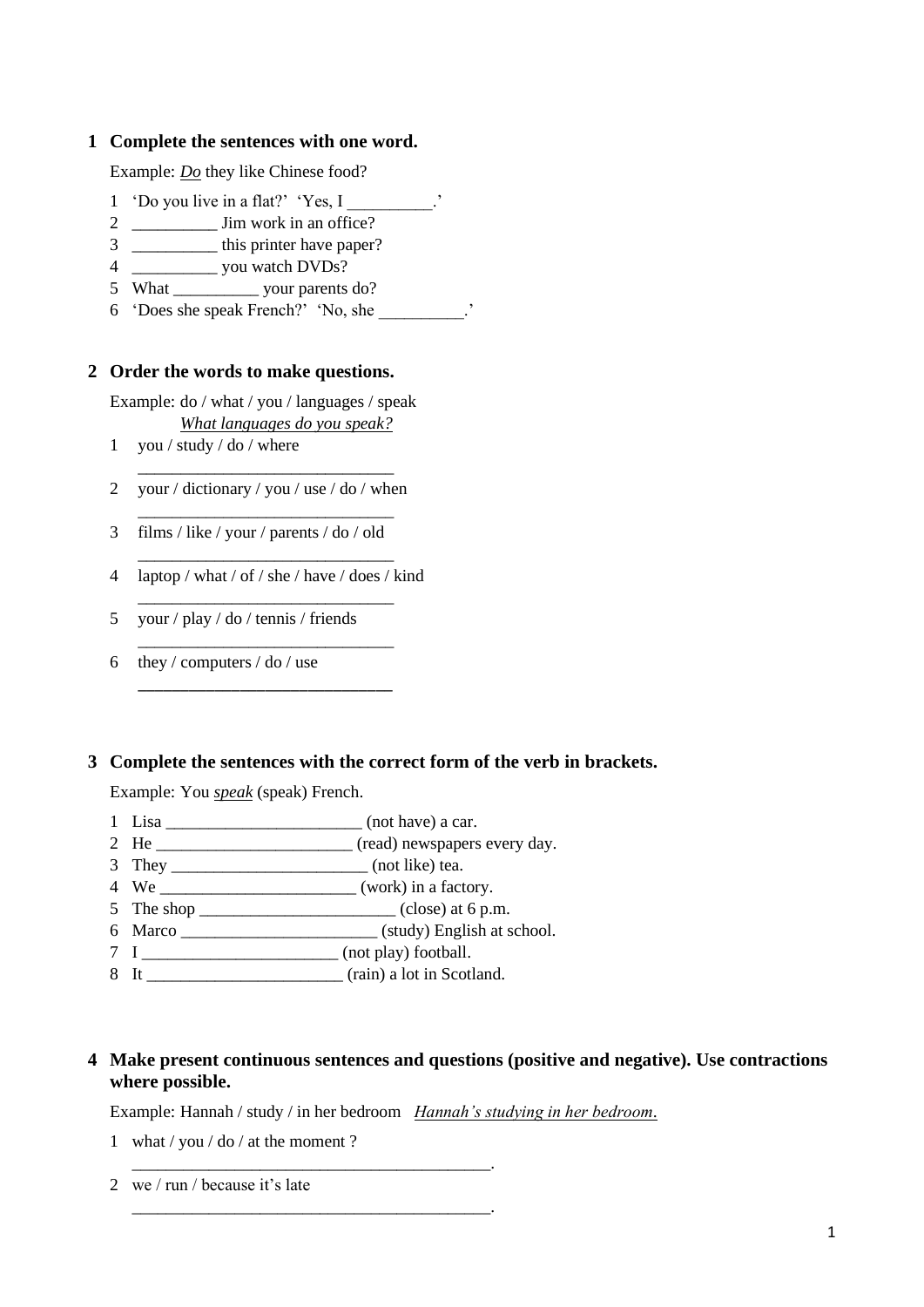## 1 Complete the sentences with one word.

Example: *Do* they like Chinese food?

1 'Do you live in a flat?' 'Yes, I __________.'
2 __________ Jim work in an office?
3 __________ this printer have paper?
4 __________ you watch DVDs?
5 What __________ your parents do?
6 'Does she speak French?' 'No, she __________.'

## 2 Order the words to make questions.

Example: do / what / you / languages / speak
*What languages do you speak?*

1 you / study / do / where
______________________________
2 your / dictionary / you / use / do / when
______________________________
3 films / like / your / parents / do / old
______________________________
4 laptop / what / of / she / have / does / kind
______________________________
5 your / play / do / tennis / friends
______________________________
6 they / computers / do / use
______________________________

## 3 Complete the sentences with the correct form of the verb in brackets.

Example: You *speak* (speak) French.

1 Lisa _______________________ (not have) a car.
2 He _______________________ (read) newspapers every day.
3 They _______________________ (not like) tea.
4 We _______________________ (work) in a factory.
5 The shop _______________________ (close) at 6 p.m.
6 Marco _______________________ (study) English at school.
7 I _______________________ (not play) football.
8 It _______________________ (rain) a lot in Scotland.

## 4 Make present continuous sentences and questions (positive and negative). Use contractions where possible.

Example: Hannah / study / in her bedroom *Hannah's studying in her bedroom.*

1 what / you / do / at the moment ?
__________________________________________.
2 we / run / because it's late
__________________________________________.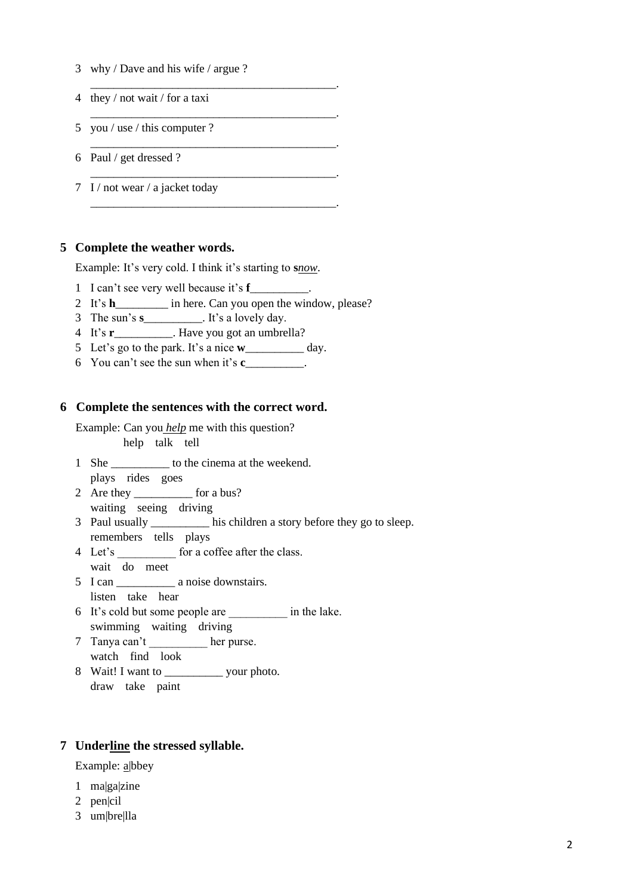3 why / Dave and his wife / argue ?

___________________________________________.

4 they / not wait / for a taxi

___________________________________________.

5 you / use / this computer ?

___________________________________________.

6 Paul / get dressed ?

___________________________________________.

7 I / not wear / a jacket today

___________________________________________.

## 5 Complete the weather words.

Example: It's very cold. I think it's starting to **s***now*.

1 I can't see very well because it's **f**__________.
2 It's **h**_________ in here. Can you open the window, please?
3 The sun's **s**__________. It's a lovely day.
4 It's **r**__________. Have you got an umbrella?
5 Let's go to the park. It's a nice **w**__________ day.
6 You can't see the sun when it's **c**__________.

## 6 Complete the sentences with the correct word.

Example: Can you *help* me with this question?
help talk tell

1 She __________ to the cinema at the weekend.
plays rides goes
2 Are they __________ for a bus?
waiting seeing driving
3 Paul usually __________ his children a story before they go to sleep.
remembers tells plays
4 Let's __________ for a coffee after the class.
wait do meet
5 I can __________ a noise downstairs.
listen take hear
6 It's cold but some people are __________ in the lake.
swimming waiting driving
7 Tanya can't __________ her purse.
watch find look
8 Wait! I want to __________ your photo.
draw take paint

## 7 Underline the stressed syllable.

Example: <u>a</u>|bbey

1 ma|ga|zine
2 pen|cil
3 um|bre|lla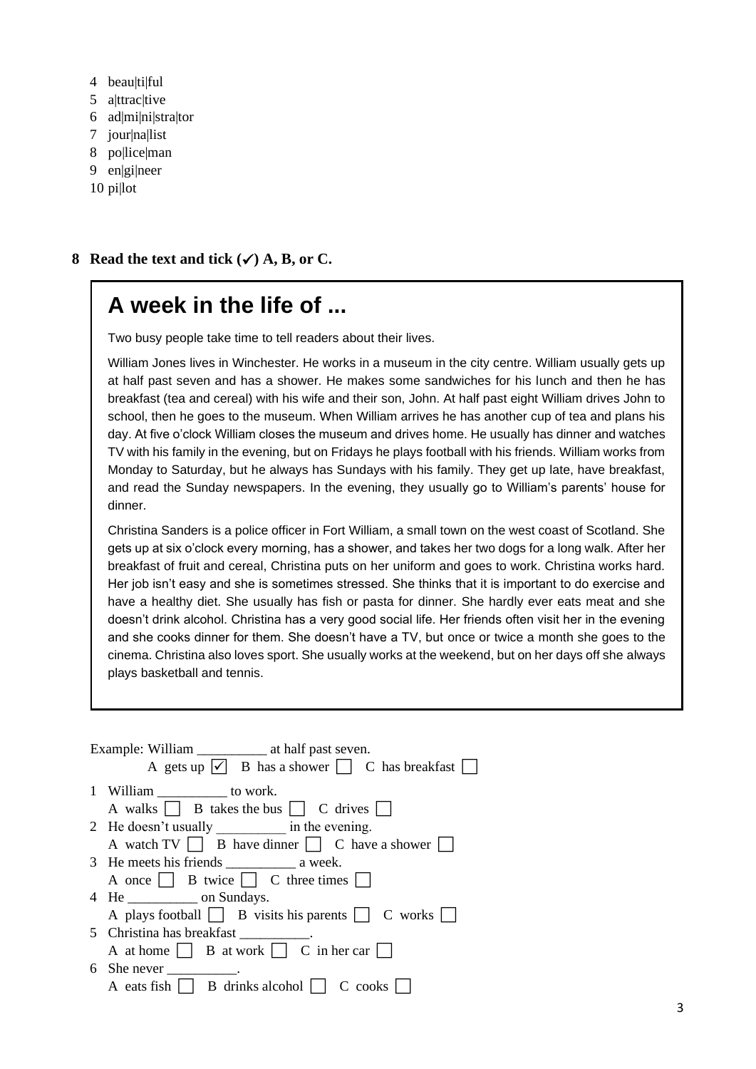4 beau|ti|ful
5 a|ttrac|tive
6 ad|mi|ni|stra|tor
7 jour|na|list
8 po|lice|man
9 en|gi|neer
10 pi|lot

**8 Read the text and tick (✓) A, B, or C.**

# A week in the life of ...

Two busy people take time to tell readers about their lives.

William Jones lives in Winchester. He works in a museum in the city centre. William usually gets up at half past seven and has a shower. He makes some sandwiches for his lunch and then he has breakfast (tea and cereal) with his wife and their son, John. At half past eight William drives John to school, then he goes to the museum. When William arrives he has another cup of tea and plans his day. At five o'clock William closes the museum and drives home. He usually has dinner and watches TV with his family in the evening, but on Fridays he plays football with his friends. William works from Monday to Saturday, but he always has Sundays with his family. They get up late, have breakfast, and read the Sunday newspapers. In the evening, they usually go to William's parents' house for dinner.

Christina Sanders is a police officer in Fort William, a small town on the west coast of Scotland. She gets up at six o'clock every morning, has a shower, and takes her two dogs for a long walk. After her breakfast of fruit and cereal, Christina puts on her uniform and goes to work. Christina works hard. Her job isn't easy and she is sometimes stressed. She thinks that it is important to do exercise and have a healthy diet. She usually has fish or pasta for dinner. She hardly ever eats meat and she doesn't drink alcohol. Christina has a very good social life. Her friends often visit her in the evening and she cooks dinner for them. She doesn't have a TV, but once or twice a month she goes to the cinema. Christina also loves sport. She usually works at the weekend, but on her days off she always plays basketball and tennis.

Example: William __________ at half past seven.
A gets up ☑ B has a shower ☐ C has breakfast ☐

1 William __________ to work.
A walks ☐ B takes the bus ☐ C drives ☐

2 He doesn't usually __________ in the evening.
A watch TV ☐ B have dinner ☐ C have a shower ☐

3 He meets his friends __________ a week.
A once ☐ B twice ☐ C three times ☐

4 He __________ on Sundays.
A plays football ☐ B visits his parents ☐ C works ☐

5 Christina has breakfast __________.
A at home ☐ B at work ☐ C in her car ☐

6 She never __________.
A eats fish ☐ B drinks alcohol ☐ C cooks ☐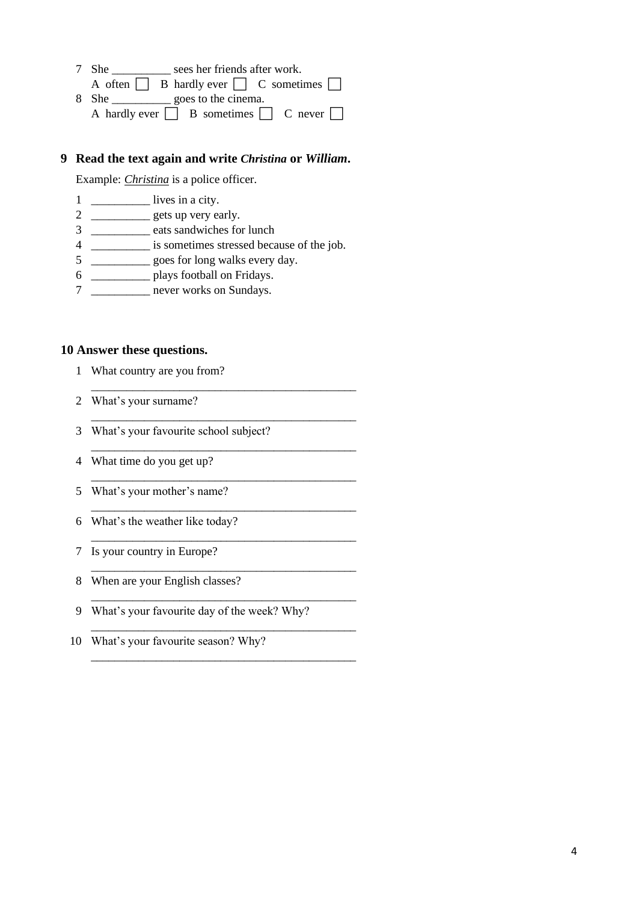7 She __________ sees her friends after work.
 A often ☐ B hardly ever ☐ C sometimes ☐
8 She __________ goes to the cinema.
 A hardly ever ☐ B sometimes ☐ C never ☐

## 9 Read the text again and write *Christina* or *William*.

Example: *Christina* is a police officer.

1 __________ lives in a city.
2 __________ gets up very early.
3 __________ eats sandwiches for lunch
4 __________ is sometimes stressed because of the job.
5 __________ goes for long walks every day.
6 __________ plays football on Fridays.
7 __________ never works on Sundays.

## 10 Answer these questions.

1 What country are you from?
______________________________________________
2 What's your surname?
______________________________________________
3 What's your favourite school subject?
______________________________________________
4 What time do you get up?
______________________________________________
5 What's your mother's name?
______________________________________________
6 What's the weather like today?
______________________________________________
7 Is your country in Europe?
______________________________________________
8 When are your English classes?
______________________________________________
9 What's your favourite day of the week? Why?
______________________________________________
10 What's your favourite season? Why?
______________________________________________